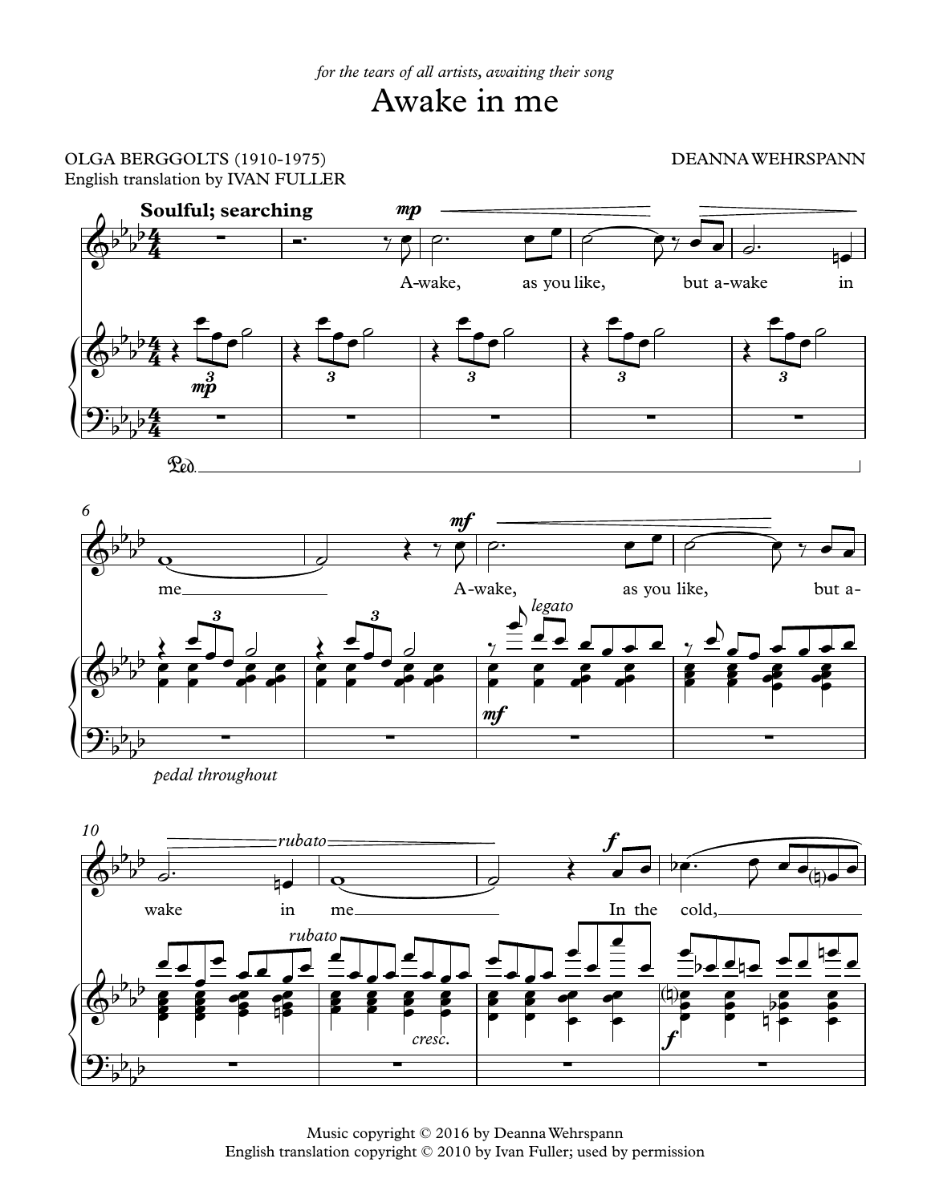*for the tears of all artists, awaiting their song*

# Awake in me

OLGA BERGGOLTS (1910-1975)
English translation by IVAN FULLER

DEANNA WEHRSPANN

Music copyright © 2016 by Deanna Wehrspann
English translation copyright © 2010 by Ivan Fuller; used by permission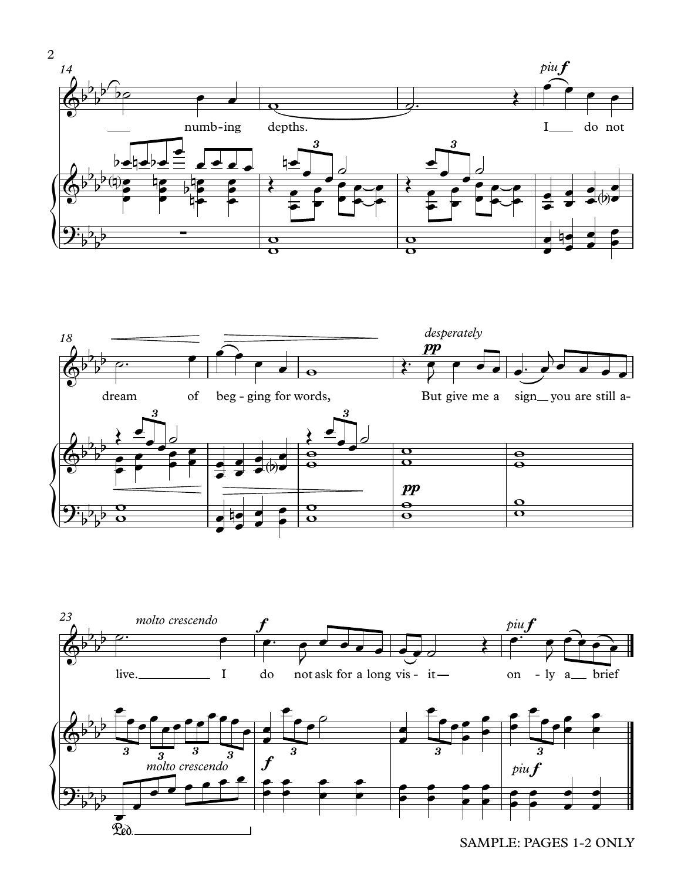numb-ing depths. I do not dream of beg-ging for words, But give me a sign you are still a-live. I do not ask for a long vis-it — on-ly a brief

SAMPLE: PAGES 1-2 ONLY